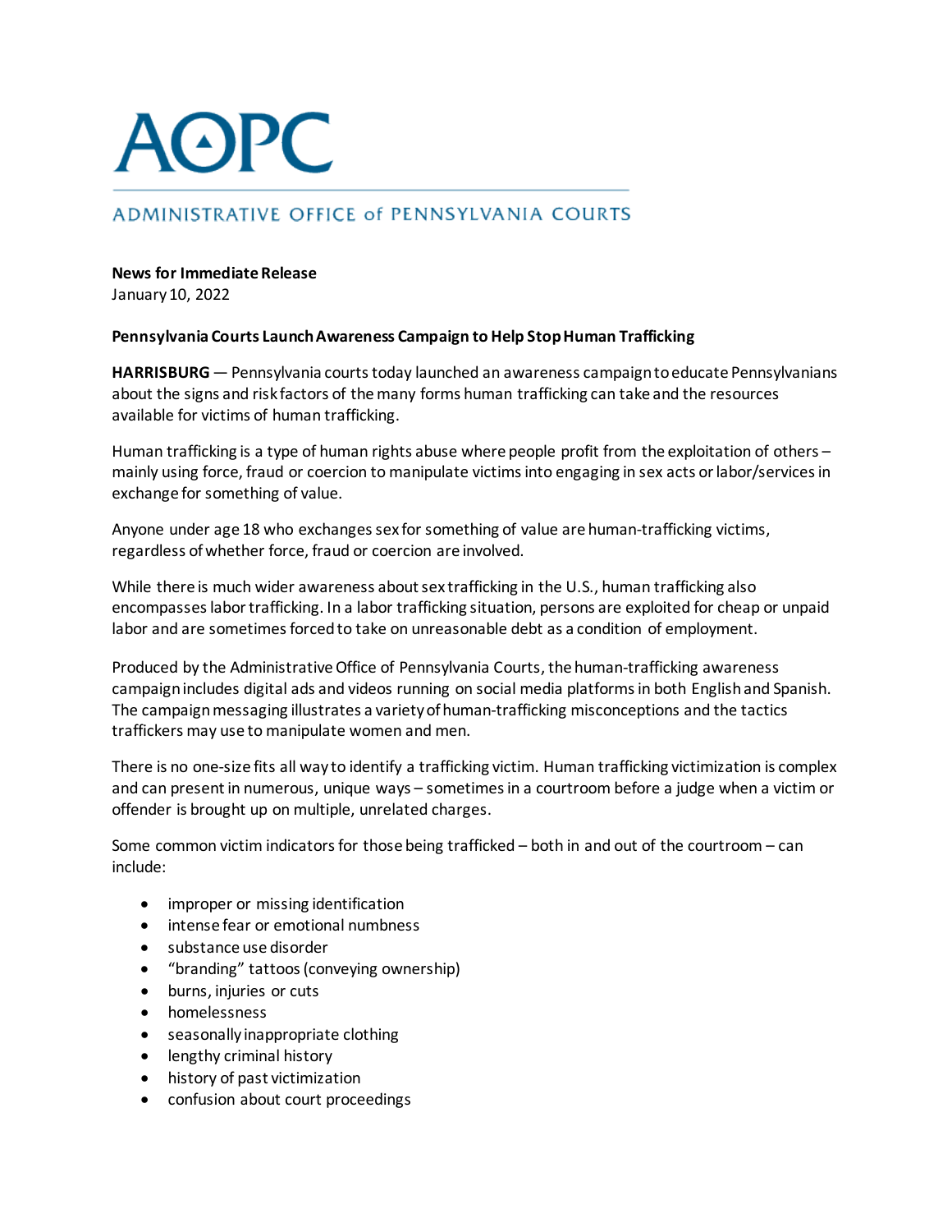# AOPC

ADMINISTRATIVE OFFICE of PENNSYLVANIA COURTS

**News for Immediate Release**
January 10, 2022

**Pennsylvania Courts Launch Awareness Campaign to Help Stop Human Trafficking**

**HARRISBURG** — Pennsylvania courts today launched an awareness campaign to educate Pennsylvanians about the signs and risk factors of the many forms human trafficking can take and the resources available for victims of human trafficking.

Human trafficking is a type of human rights abuse where people profit from the exploitation of others – mainly using force, fraud or coercion to manipulate victims into engaging in sex acts or labor/services in exchange for something of value.

Anyone under age 18 who exchanges sex for something of value are human-trafficking victims, regardless of whether force, fraud or coercion are involved.

While there is much wider awareness about sex trafficking in the U.S., human trafficking also encompasses labor trafficking. In a labor trafficking situation, persons are exploited for cheap or unpaid labor and are sometimes forced to take on unreasonable debt as a condition of employment.

Produced by the Administrative Office of Pennsylvania Courts, the human-trafficking awareness campaign includes digital ads and videos running on social media platforms in both English and Spanish. The campaign messaging illustrates a variety of human-trafficking misconceptions and the tactics traffickers may use to manipulate women and men.

There is no one-size fits all way to identify a trafficking victim. Human trafficking victimization is complex and can present in numerous, unique ways – sometimes in a courtroom before a judge when a victim or offender is brought up on multiple, unrelated charges.

Some common victim indicators for those being trafficked – both in and out of the courtroom – can include:

- improper or missing identification
- intense fear or emotional numbness
- substance use disorder
- "branding" tattoos (conveying ownership)
- burns, injuries or cuts
- homelessness
- seasonally inappropriate clothing
- lengthy criminal history
- history of past victimization
- confusion about court proceedings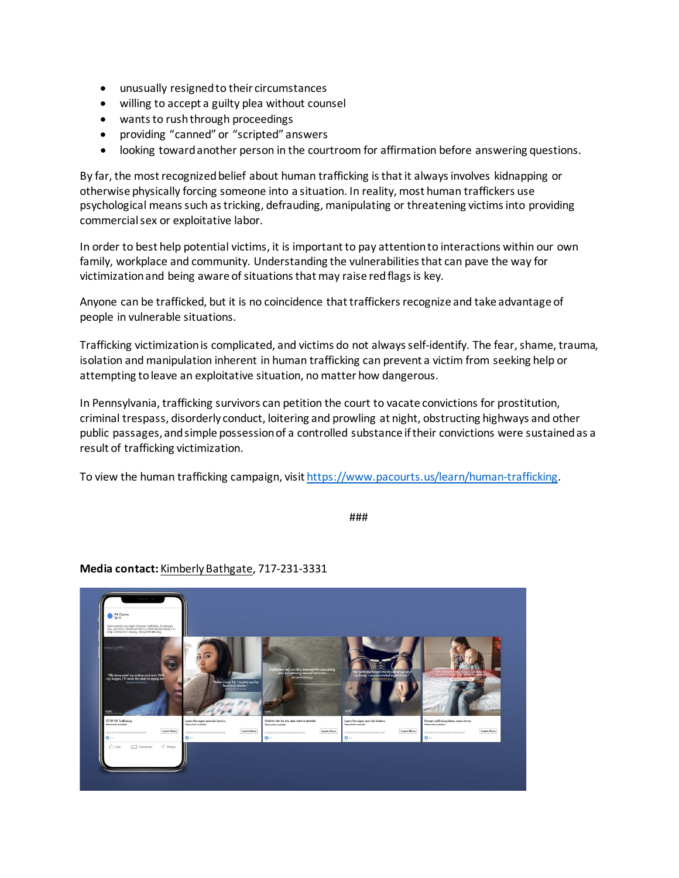- unusually resigned to their circumstances
- willing to accept a guilty plea without counsel
- wants to rush through proceedings
- providing "canned" or "scripted" answers
- looking toward another person in the courtroom for affirmation before answering questions.

By far, the most recognized belief about human trafficking is that it always involves kidnapping or otherwise physically forcing someone into a situation. In reality, most human traffickers use psychological means such as tricking, defrauding, manipulating or threatening victims into providing commercial sex or exploitative labor.

In order to best help potential victims, it is important to pay attention to interactions within our own family, workplace and community. Understanding the vulnerabilities that can pave the way for victimization and being aware of situations that may raise red flags is key.

Anyone can be trafficked, but it is no coincidence that traffickers recognize and take advantage of people in vulnerable situations.

Trafficking victimization is complicated, and victims do not always self-identify. The fear, shame, trauma, isolation and manipulation inherent in human trafficking can prevent a victim from seeking help or attempting to leave an exploitative situation, no matter how dangerous.

In Pennsylvania, trafficking survivors can petition the court to vacate convictions for prostitution, criminal trespass, disorderly conduct, loitering and prowling at night, obstructing highways and other public passages, and simple possession of a controlled substance if their convictions were sustained as a result of trafficking victimization.

To view the human trafficking campaign, visit [https://www.pacourts.us/learn/human-trafficking](https://www.pacourts.us/learn/human-trafficking).

###

**Media contact:** Kimberly Bathgate, 717-231-3331